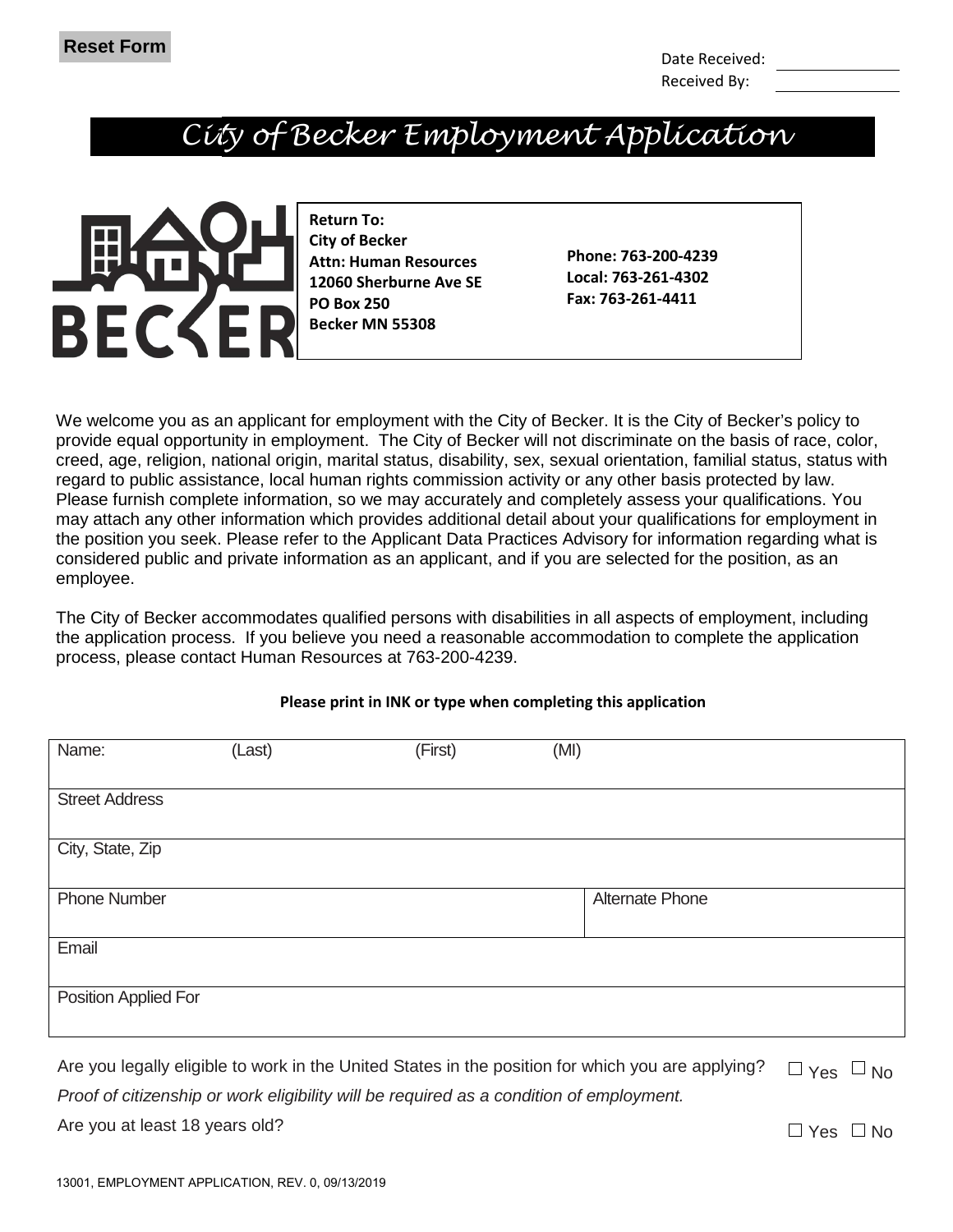Reset Form

Date Received: \_\_\_\_\_\_\_\_\_\_
Received By: \_\_\_\_\_\_\_\_\_\_

# *City of Becker Employment Application*

BECKER

**Return To:**
**City of Becker**
**Attn: Human Resources**
**12060 Sherburne Ave SE**
**PO Box 250**
**Becker MN 55308**

**Phone: 763-200-4239**
**Local: 763-261-4302**
**Fax: 763-261-4411**

We welcome you as an applicant for employment with the City of Becker. It is the City of Becker's policy to provide equal opportunity in employment. The City of Becker will not discriminate on the basis of race, color, creed, age, religion, national origin, marital status, disability, sex, sexual orientation, familial status, status with regard to public assistance, local human rights commission activity or any other basis protected by law. Please furnish complete information, so we may accurately and completely assess your qualifications. You may attach any other information which provides additional detail about your qualifications for employment in the position you seek. Please refer to the Applicant Data Practices Advisory for information regarding what is considered public and private information as an applicant, and if you are selected for the position, as an employee.

The City of Becker accommodates qualified persons with disabilities in all aspects of employment, including the application process. If you believe you need a reasonable accommodation to complete the application process, please contact Human Resources at 763-200-4239.

**Please print in INK or type when completing this application**

| Name: (Last) (First) (MI) | |
|---|---|
| Street Address | |
| City, State, Zip | |
| Phone Number | Alternate Phone |
| Email | |
| Position Applied For | |

Are you legally eligible to work in the United States in the position for which you are applying? ☐ Yes ☐ No

*Proof of citizenship or work eligibility will be required as a condition of employment.*

Are you at least 18 years old? ☐ Yes ☐ No

13001, EMPLOYMENT APPLICATION, REV. 0, 09/13/2019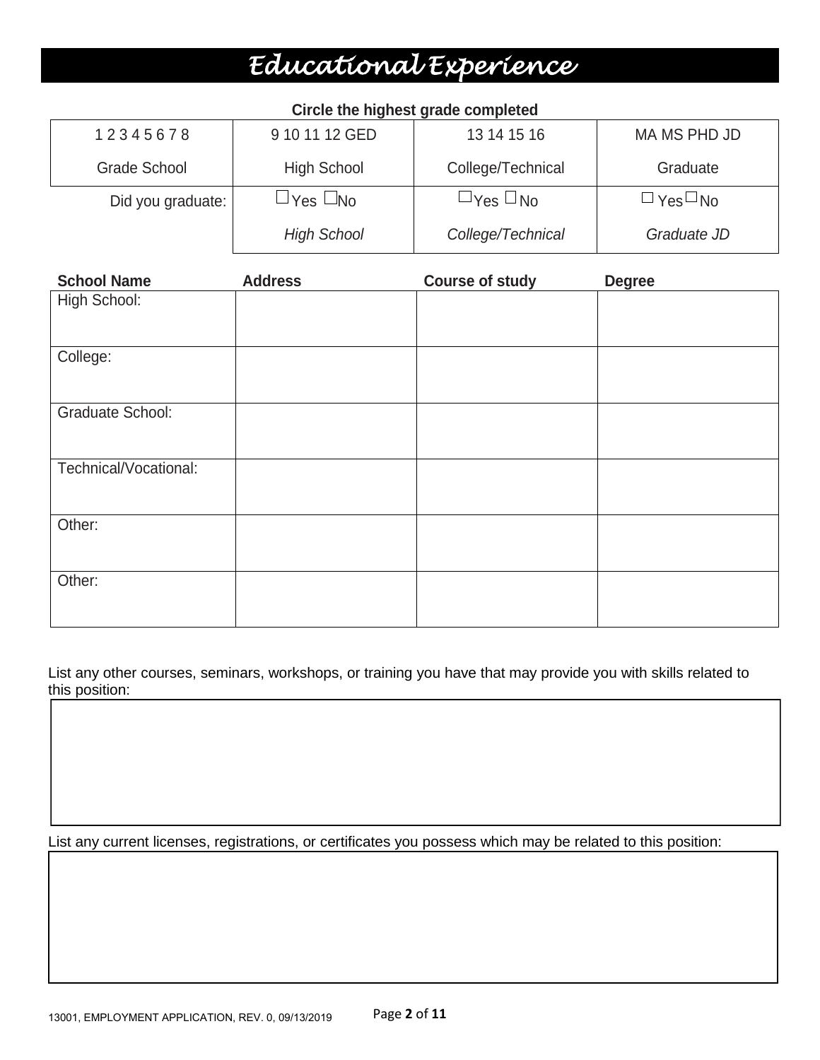# Educational Experience

**Circle the highest grade completed**

| 1 2 3 4 5 6 7 8 | 9 10 11 12 GED | 13 14 15 16 | MA MS PHD JD |
|---|---|---|---|
| Grade School | High School | College/Technical | Graduate |
| Did you graduate: | ☐Yes ☐No | ☐Yes ☐No | ☐ Yes ☐ No |
| | *High School* | *College/Technical* | *Graduate JD* |

| School Name | Address | Course of study | Degree |
|---|---|---|---|
| High School: | | | |
| College: | | | |
| Graduate School: | | | |
| Technical/Vocational: | | | |
| Other: | | | |
| Other: | | | |

List any other courses, seminars, workshops, or training you have that may provide you with skills related to this position:

List any current licenses, registrations, or certificates you possess which may be related to this position:

13001, EMPLOYMENT APPLICATION, REV. 0, 09/13/2019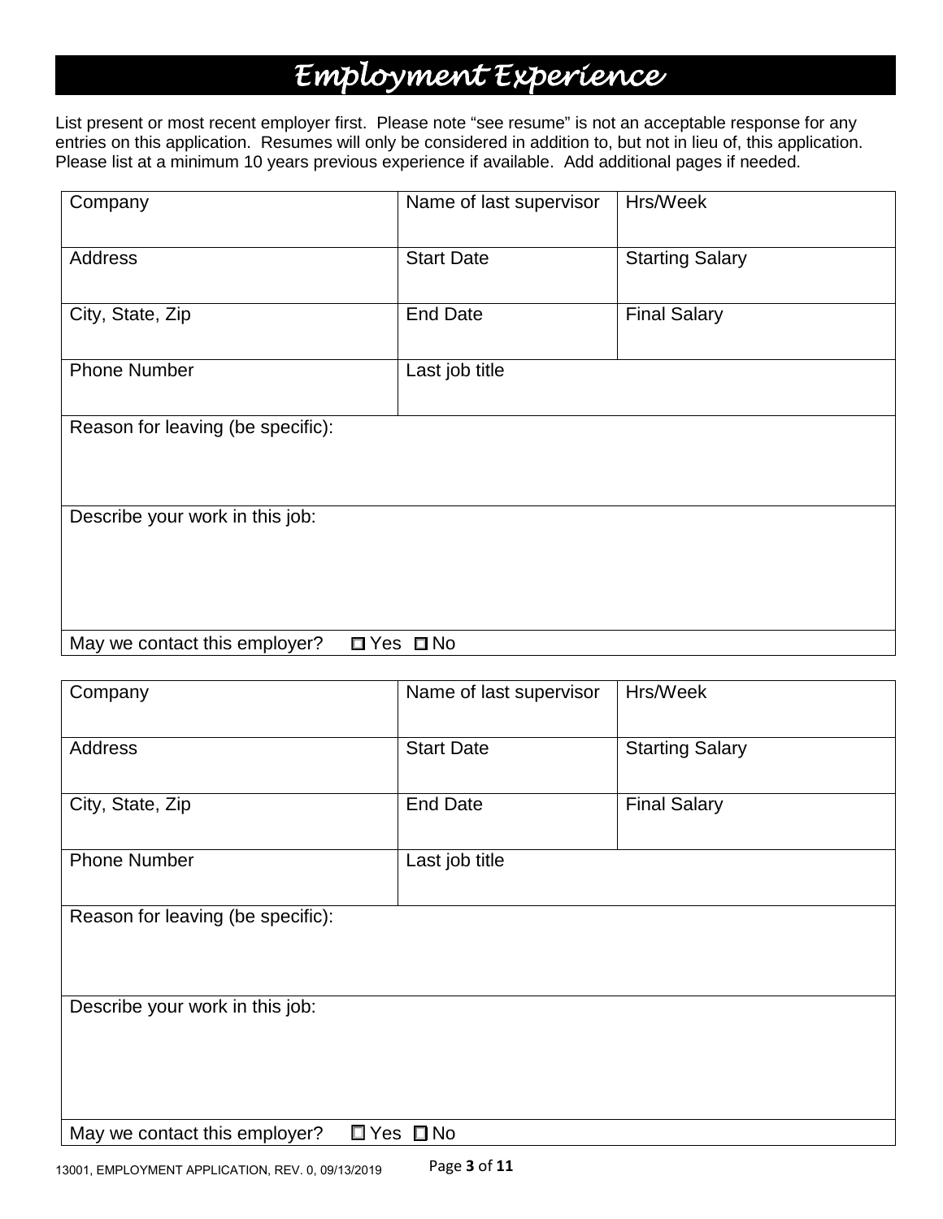# Employment Experience

List present or most recent employer first. Please note "see resume" is not an acceptable response for any entries on this application. Resumes will only be considered in addition to, but not in lieu of, this application. Please list at a minimum 10 years previous experience if available. Add additional pages if needed.

| Company | Name of last supervisor | Hrs/Week |
|---|---|---|
| Address | Start Date | Starting Salary |
| City, State, Zip | End Date | Final Salary |
| Phone Number | Last job title | |
| Reason for leaving (be specific): | | |
| Describe your work in this job: | | |
| May we contact this employer? ☐ Yes ☐ No | | |

| Company | Name of last supervisor | Hrs/Week |
|---|---|---|
| Address | Start Date | Starting Salary |
| City, State, Zip | End Date | Final Salary |
| Phone Number | Last job title | |
| Reason for leaving (be specific): | | |
| Describe your work in this job: | | |
| May we contact this employer? ☐ Yes ☐ No | | |

13001, EMPLOYMENT APPLICATION, REV. 0, 09/13/2019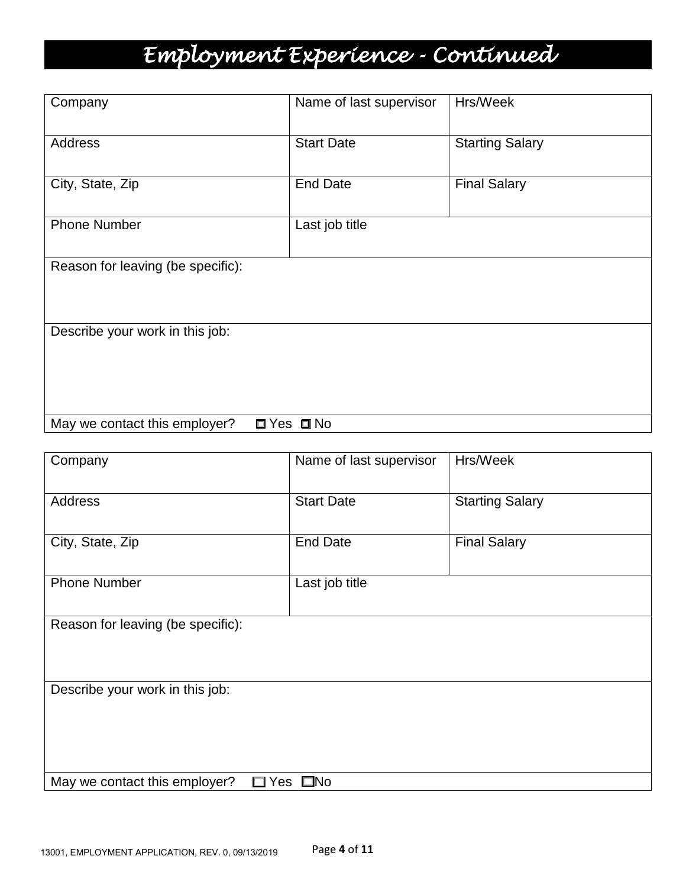# Employment Experience - Continued

| Company | Name of last supervisor | Hrs/Week |
|---|---|---|
| Address | Start Date | Starting Salary |
| City, State, Zip | End Date | Final Salary |
| Phone Number | Last job title | |
| Reason for leaving (be specific): | | |
| Describe your work in this job: | | |
| May we contact this employer? ☐ Yes ☐ No | | |

| Company | Name of last supervisor | Hrs/Week |
|---|---|---|
| Address | Start Date | Starting Salary |
| City, State, Zip | End Date | Final Salary |
| Phone Number | Last job title | |
| Reason for leaving (be specific): | | |
| Describe your work in this job: | | |
| May we contact this employer? ☐ Yes ☐ No | | |

13001, EMPLOYMENT APPLICATION, REV. 0, 09/13/2019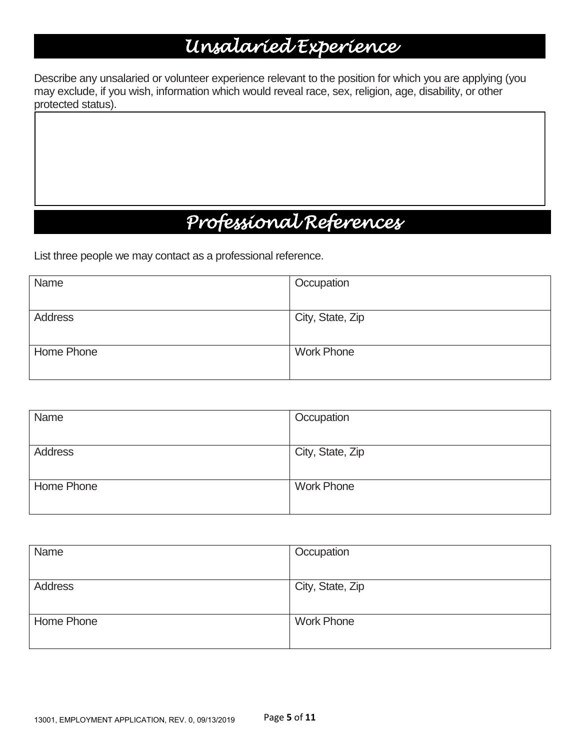# Unsalaried Experience

Describe any unsalaried or volunteer experience relevant to the position for which you are applying (you may exclude, if you wish, information which would reveal race, sex, religion, age, disability, or other protected status).

# Professional References

List three people we may contact as a professional reference.

| Name | Occupation |
|---|---|
| Address | City, State, Zip |
| Home Phone | Work Phone |

| Name | Occupation |
|---|---|
| Address | City, State, Zip |
| Home Phone | Work Phone |

| Name | Occupation |
|---|---|
| Address | City, State, Zip |
| Home Phone | Work Phone |

13001, EMPLOYMENT APPLICATION, REV. 0, 09/13/2019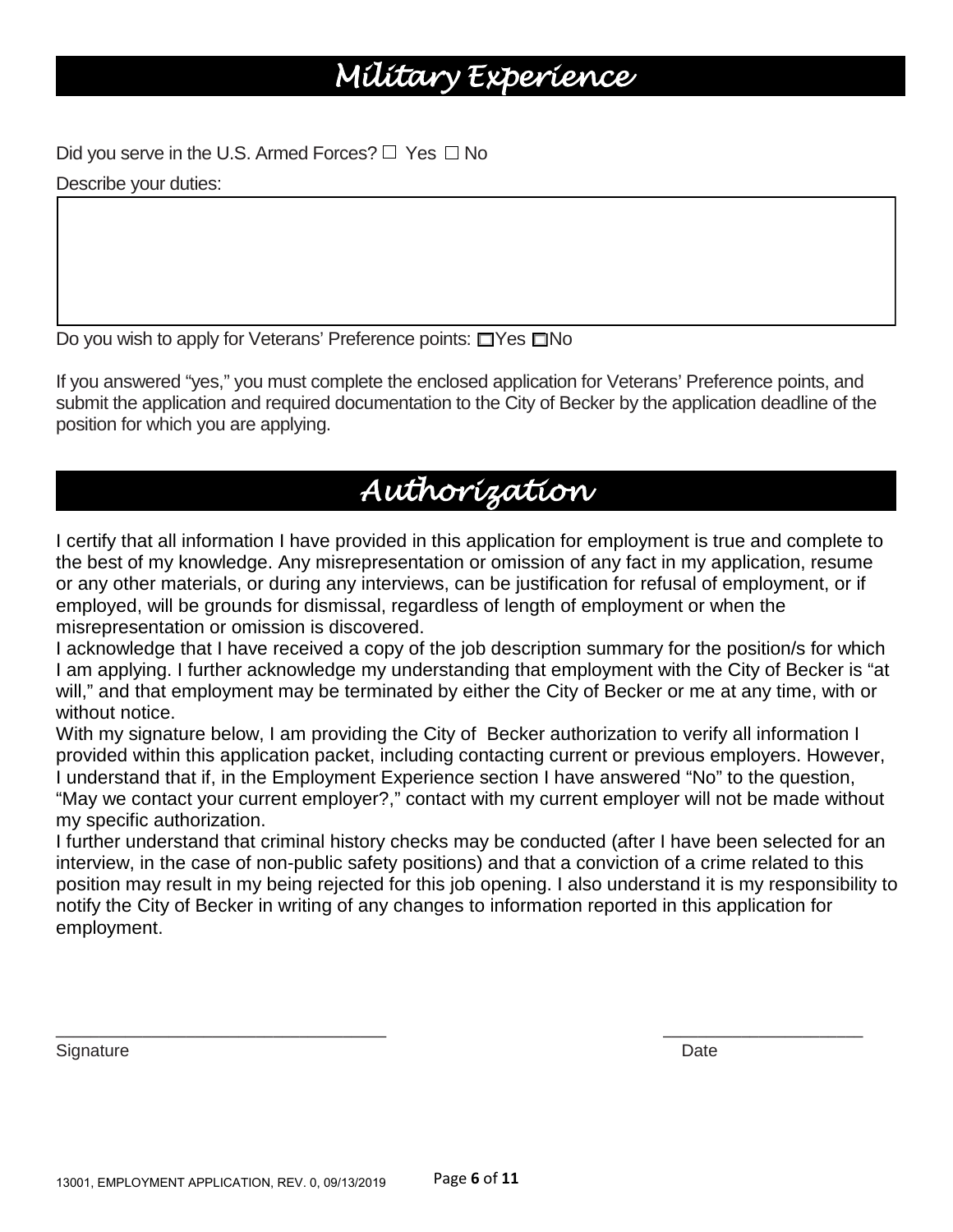# Military Experience

Did you serve in the U.S. Armed Forces? ☐ Yes ☐ No

Describe your duties:

Do you wish to apply for Veterans' Preference points: ☐Yes ☐No

If you answered "yes," you must complete the enclosed application for Veterans' Preference points, and submit the application and required documentation to the City of Becker by the application deadline of the position for which you are applying.

# Authorization

I certify that all information I have provided in this application for employment is true and complete to the best of my knowledge. Any misrepresentation or omission of any fact in my application, resume or any other materials, or during any interviews, can be justification for refusal of employment, or if employed, will be grounds for dismissal, regardless of length of employment or when the misrepresentation or omission is discovered.

I acknowledge that I have received a copy of the job description summary for the position/s for which I am applying. I further acknowledge my understanding that employment with the City of Becker is "at will," and that employment may be terminated by either the City of Becker or me at any time, with or without notice.

With my signature below, I am providing the City of Becker authorization to verify all information I provided within this application packet, including contacting current or previous employers. However, I understand that if, in the Employment Experience section I have answered "No" to the question, "May we contact your current employer?," contact with my current employer will not be made without my specific authorization.

I further understand that criminal history checks may be conducted (after I have been selected for an interview, in the case of non-public safety positions) and that a conviction of a crime related to this position may result in my being rejected for this job opening. I also understand it is my responsibility to notify the City of Becker in writing of any changes to information reported in this application for employment.

\_\_\_\_\_\_\_\_\_\_\_\_\_\_\_\_\_\_\_\_\_\_\_\_\_\_\_\_\_\_\_\_\_\_ \_\_\_\_\_\_\_\_\_\_\_\_\_\_\_\_\_\_\_\_\_\_

Signature Date

13001, EMPLOYMENT APPLICATION, REV. 0, 09/13/2019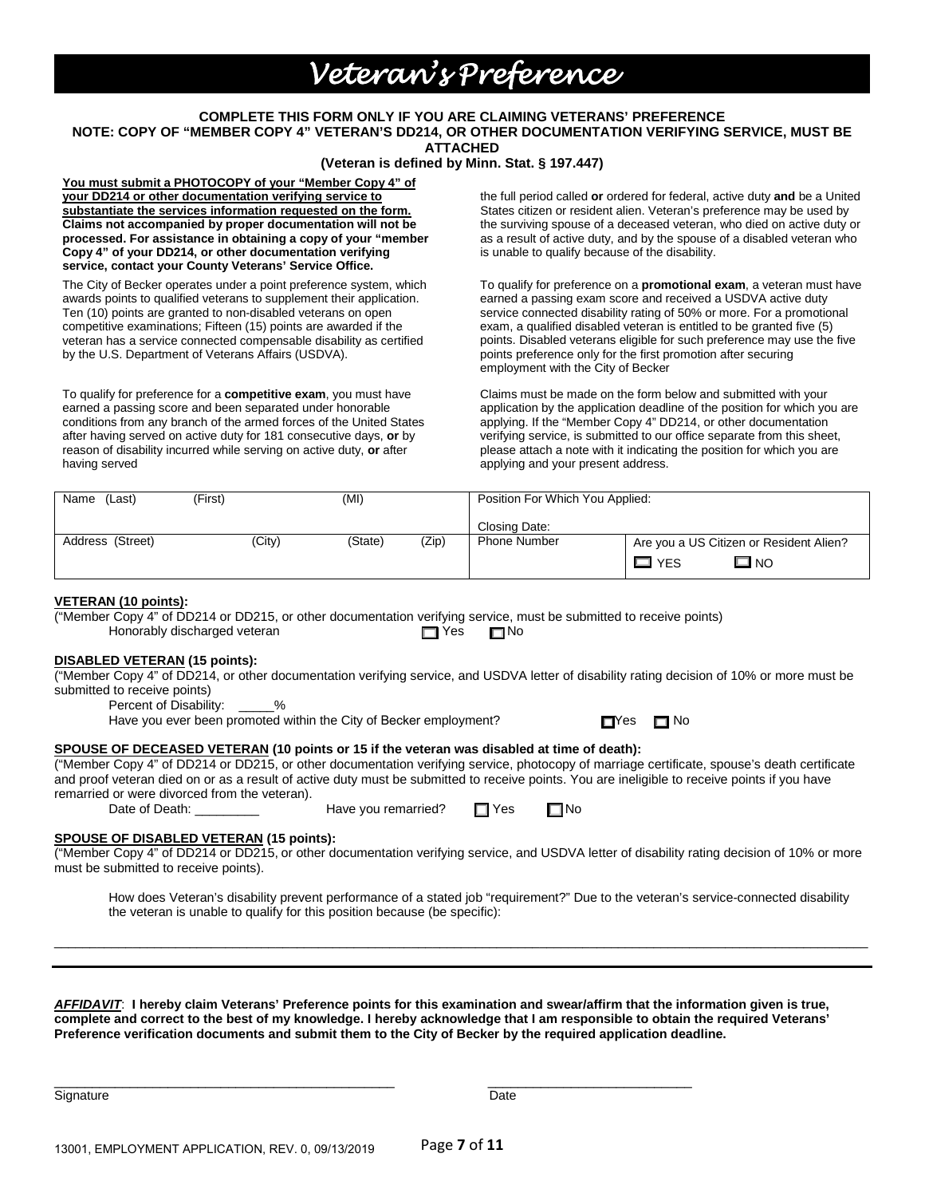# Veteran's Preference

**COMPLETE THIS FORM ONLY IF YOU ARE CLAIMING VETERANS' PREFERENCE**
**NOTE: COPY OF "MEMBER COPY 4" VETERAN'S DD214, OR OTHER DOCUMENTATION VERIFYING SERVICE, MUST BE ATTACHED**
**(Veteran is defined by Minn. Stat. § 197.447)**

**You must submit a PHOTOCOPY of your "Member Copy 4" of your DD214 or other documentation verifying service to substantiate the services information requested on the form. Claims not accompanied by proper documentation will not be processed. For assistance in obtaining a copy of your "member Copy 4" of your DD214, or other documentation verifying service, contact your County Veterans' Service Office.**

The City of Becker operates under a point preference system, which awards points to qualified veterans to supplement their application. Ten (10) points are granted to non-disabled veterans on open competitive examinations; Fifteen (15) points are awarded if the veteran has a service connected compensable disability as certified by the U.S. Department of Veterans Affairs (USDVA).

To qualify for preference for a **competitive exam**, you must have earned a passing score and been separated under honorable conditions from any branch of the armed forces of the United States after having served on active duty for 181 consecutive days, **or** by reason of disability incurred while serving on active duty, **or** after having served the full period called **or** ordered for federal, active duty **and** be a United States citizen or resident alien. Veteran's preference may be used by the surviving spouse of a deceased veteran, who died on active duty or as a result of active duty, and by the spouse of a disabled veteran who is unable to qualify because of the disability.

To qualify for preference on a **promotional exam**, a veteran must have earned a passing exam score and received a USDVA active duty service connected disability rating of 50% or more. For a promotional exam, a qualified disabled veteran is entitled to be granted five (5) points. Disabled veterans eligible for such preference may use the five points preference only for the first promotion after securing employment with the City of Becker

Claims must be made on the form below and submitted with your application by the application deadline of the position for which you are applying. If the "Member Copy 4" DD214, or other documentation verifying service, is submitted to our office separate from this sheet, please attach a note with it indicating the position for which you are applying and your present address.

| Name (Last) (First) (MI) | Position For Which You Applied:<br><br>Closing Date: | |
|---|---|---|
| Address (Street) (City) (State) (Zip) | Phone Number | Are you a US Citizen or Resident Alien?<br>☐ YES ☐ NO |

**VETERAN (10 points):**
("Member Copy 4" of DD214 or DD215, or other documentation verifying service, must be submitted to receive points)
Honorably discharged veteran ☐ Yes ☐ No

**DISABLED VETERAN (15 points):**
("Member Copy 4" of DD214, or other documentation verifying service, and USDVA letter of disability rating decision of 10% or more must be submitted to receive points)
Percent of Disability: _____%
Have you ever been promoted within the City of Becker employment? ☐ Yes ☐ No

**SPOUSE OF DECEASED VETERAN (10 points or 15 if the veteran was disabled at time of death):**
("Member Copy 4" of DD214 or DD215, or other documentation verifying service, photocopy of marriage certificate, spouse's death certificate and proof veteran died on or as a result of active duty must be submitted to receive points. You are ineligible to receive points if you have remarried or were divorced from the veteran).
Date of Death: _________ Have you remarried? ☐ Yes ☐ No

**SPOUSE OF DISABLED VETERAN (15 points):**
("Member Copy 4" of DD214 or DD215, or other documentation verifying service, and USDVA letter of disability rating decision of 10% or more must be submitted to receive points).

How does Veteran's disability prevent performance of a stated job "requirement?" Due to the veteran's service-connected disability the veteran is unable to qualify for this position because (be specific):

_______________________________________________________________________________

***AFFIDAVIT*: I hereby claim Veterans' Preference points for this examination and swear/affirm that the information given is true, complete and correct to the best of my knowledge. I hereby acknowledge that I am responsible to obtain the required Veterans' Preference verification documents and submit them to the City of Becker by the required application deadline.**

_______________________________ _______________________
Signature Date

13001, EMPLOYMENT APPLICATION, REV. 0, 09/13/2019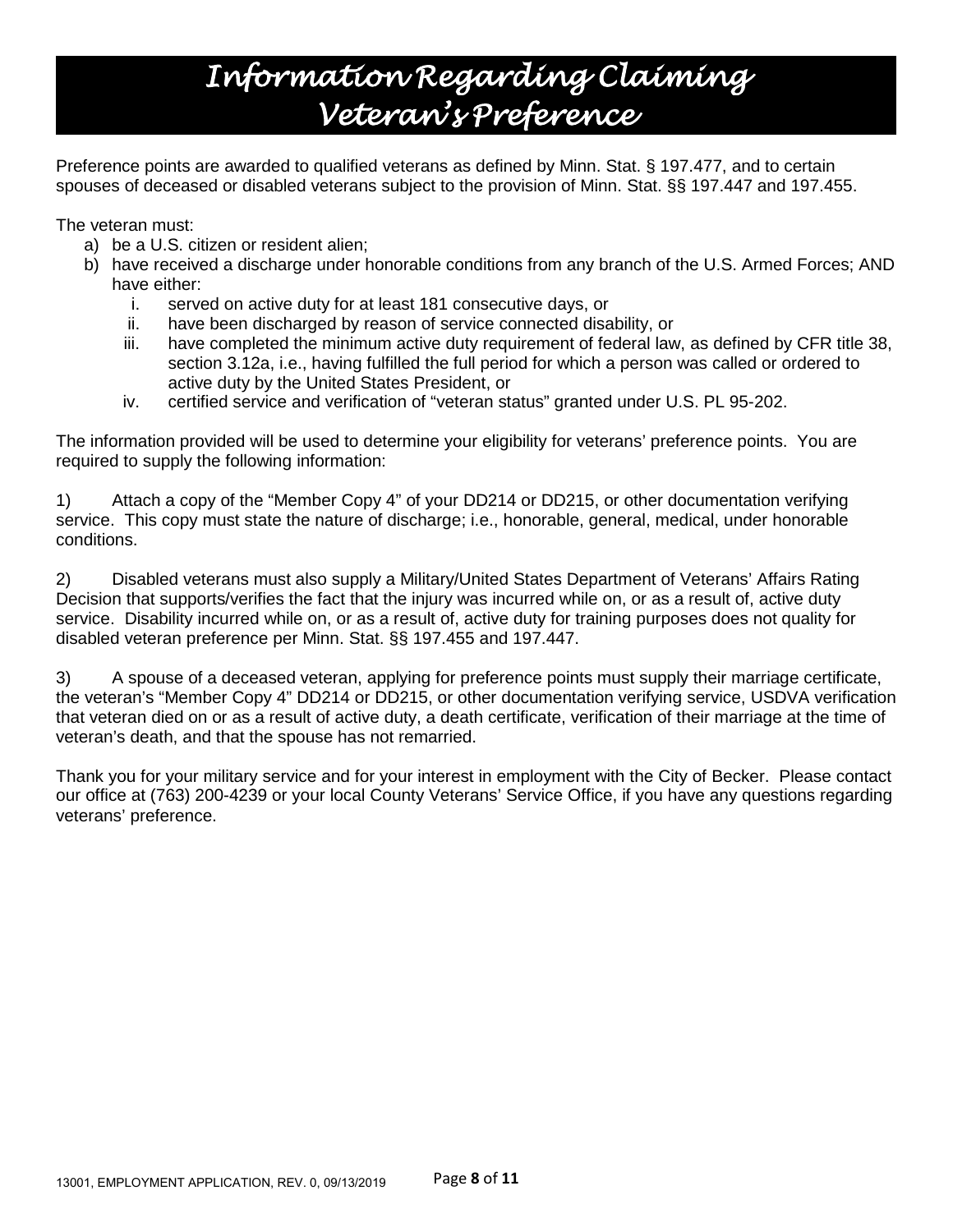# Information Regarding Claiming Veteran's Preference

Preference points are awarded to qualified veterans as defined by Minn. Stat. § 197.477, and to certain spouses of deceased or disabled veterans subject to the provision of Minn. Stat. §§ 197.447 and 197.455.

The veteran must:

a) be a U.S. citizen or resident alien;
b) have received a discharge under honorable conditions from any branch of the U.S. Armed Forces; AND have either:
   i. served on active duty for at least 181 consecutive days, or
   ii. have been discharged by reason of service connected disability, or
   iii. have completed the minimum active duty requirement of federal law, as defined by CFR title 38, section 3.12a, i.e., having fulfilled the full period for which a person was called or ordered to active duty by the United States President, or
   iv. certified service and verification of "veteran status" granted under U.S. PL 95-202.

The information provided will be used to determine your eligibility for veterans' preference points. You are required to supply the following information:

1) Attach a copy of the "Member Copy 4" of your DD214 or DD215, or other documentation verifying service. This copy must state the nature of discharge; i.e., honorable, general, medical, under honorable conditions.

2) Disabled veterans must also supply a Military/United States Department of Veterans' Affairs Rating Decision that supports/verifies the fact that the injury was incurred while on, or as a result of, active duty service. Disability incurred while on, or as a result of, active duty for training purposes does not quality for disabled veteran preference per Minn. Stat. §§ 197.455 and 197.447.

3) A spouse of a deceased veteran, applying for preference points must supply their marriage certificate, the veteran's "Member Copy 4" DD214 or DD215, or other documentation verifying service, USDVA verification that veteran died on or as a result of active duty, a death certificate, verification of their marriage at the time of veteran's death, and that the spouse has not remarried.

Thank you for your military service and for your interest in employment with the City of Becker. Please contact our office at (763) 200-4239 or your local County Veterans' Service Office, if you have any questions regarding veterans' preference.

13001, EMPLOYMENT APPLICATION, REV. 0, 09/13/2019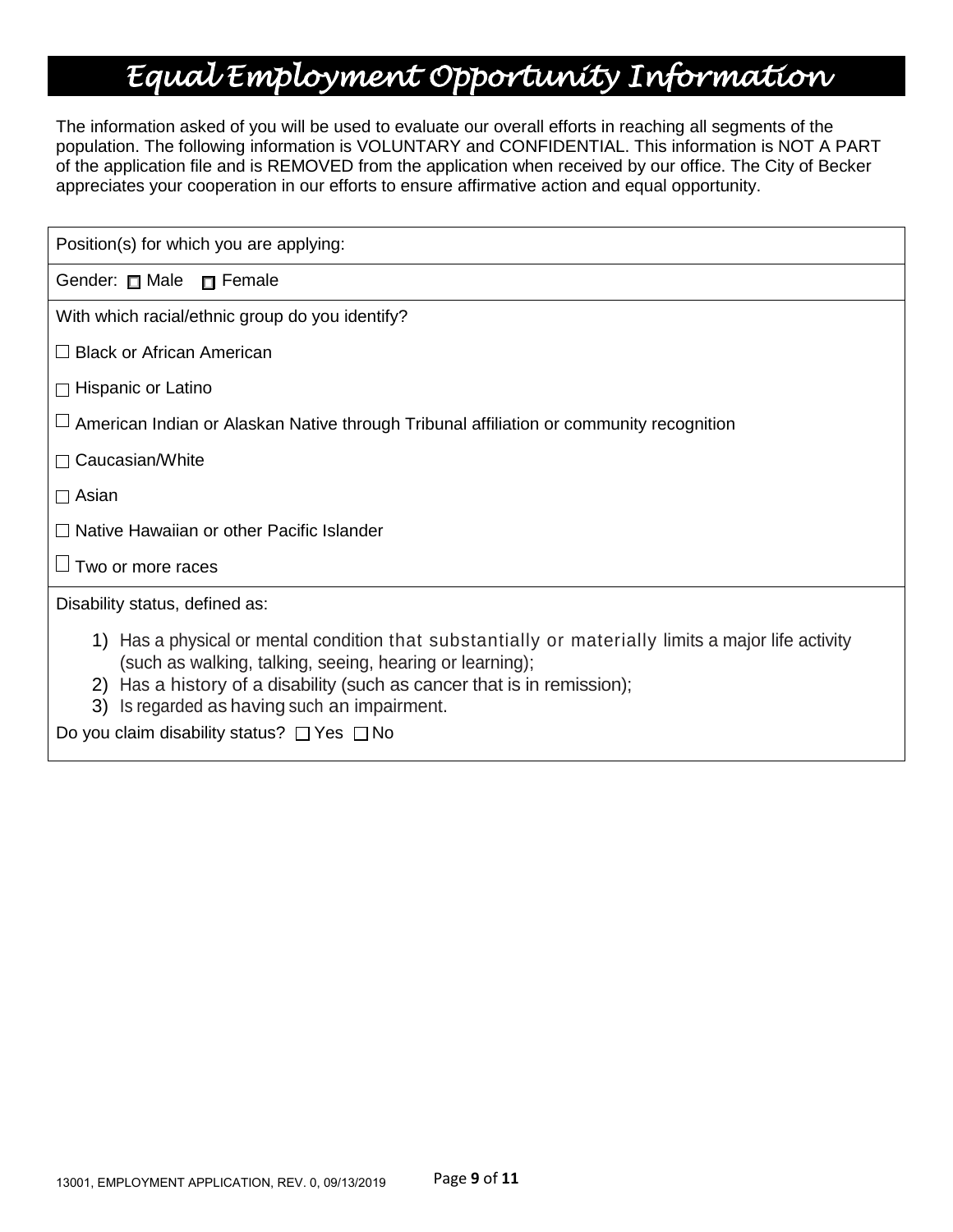# Equal Employment Opportunity Information

The information asked of you will be used to evaluate our overall efforts in reaching all segments of the population. The following information is VOLUNTARY and CONFIDENTIAL. This information is NOT A PART of the application file and is REMOVED from the application when received by our office. The City of Becker appreciates your cooperation in our efforts to ensure affirmative action and equal opportunity.

Position(s) for which you are applying:

Gender: ☐ Male ☐ Female

With which racial/ethnic group do you identify?

☐ Black or African American

☐ Hispanic or Latino

☐ American Indian or Alaskan Native through Tribunal affiliation or community recognition

☐ Caucasian/White

☐ Asian

☐ Native Hawaiian or other Pacific Islander

☐ Two or more races

Disability status, defined as:

1) Has a physical or mental condition that substantially or materially limits a major life activity (such as walking, talking, seeing, hearing or learning);
2) Has a history of a disability (such as cancer that is in remission);
3) Is regarded as having such an impairment.

Do you claim disability status? ☐ Yes ☐ No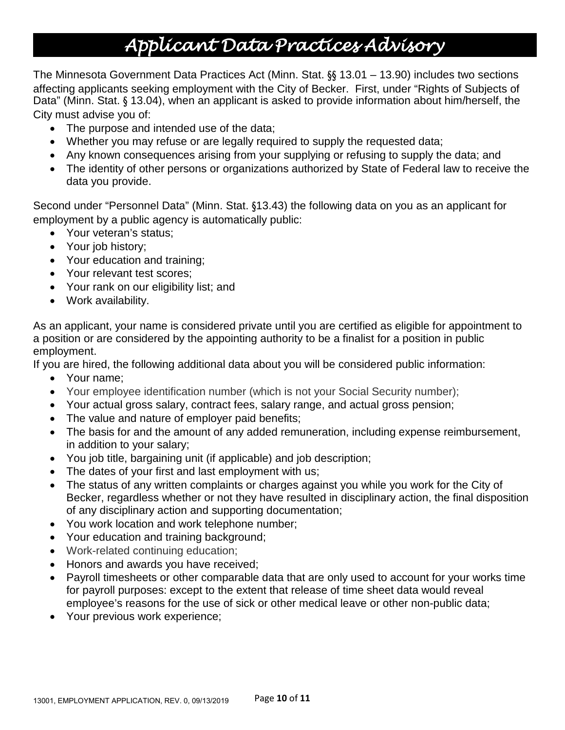# Applicant Data Practices Advisory

The Minnesota Government Data Practices Act (Minn. Stat. §§ 13.01 – 13.90) includes two sections affecting applicants seeking employment with the City of Becker. First, under "Rights of Subjects of Data" (Minn. Stat. § 13.04), when an applicant is asked to provide information about him/herself, the City must advise you of:

- The purpose and intended use of the data;
- Whether you may refuse or are legally required to supply the requested data;
- Any known consequences arising from your supplying or refusing to supply the data; and
- The identity of other persons or organizations authorized by State of Federal law to receive the data you provide.

Second under "Personnel Data" (Minn. Stat. §13.43) the following data on you as an applicant for employment by a public agency is automatically public:

- Your veteran's status;
- Your job history;
- Your education and training;
- Your relevant test scores;
- Your rank on our eligibility list; and
- Work availability.

As an applicant, your name is considered private until you are certified as eligible for appointment to a position or are considered by the appointing authority to be a finalist for a position in public employment.

If you are hired, the following additional data about you will be considered public information:

- Your name;
- Your employee identification number (which is not your Social Security number);
- Your actual gross salary, contract fees, salary range, and actual gross pension;
- The value and nature of employer paid benefits;
- The basis for and the amount of any added remuneration, including expense reimbursement, in addition to your salary;
- You job title, bargaining unit (if applicable) and job description;
- The dates of your first and last employment with us;
- The status of any written complaints or charges against you while you work for the City of Becker, regardless whether or not they have resulted in disciplinary action, the final disposition of any disciplinary action and supporting documentation;
- You work location and work telephone number;
- Your education and training background;
- Work-related continuing education;
- Honors and awards you have received;
- Payroll timesheets or other comparable data that are only used to account for your works time for payroll purposes: except to the extent that release of time sheet data would reveal employee's reasons for the use of sick or other medical leave or other non-public data;
- Your previous work experience;

13001, EMPLOYMENT APPLICATION, REV. 0, 09/13/2019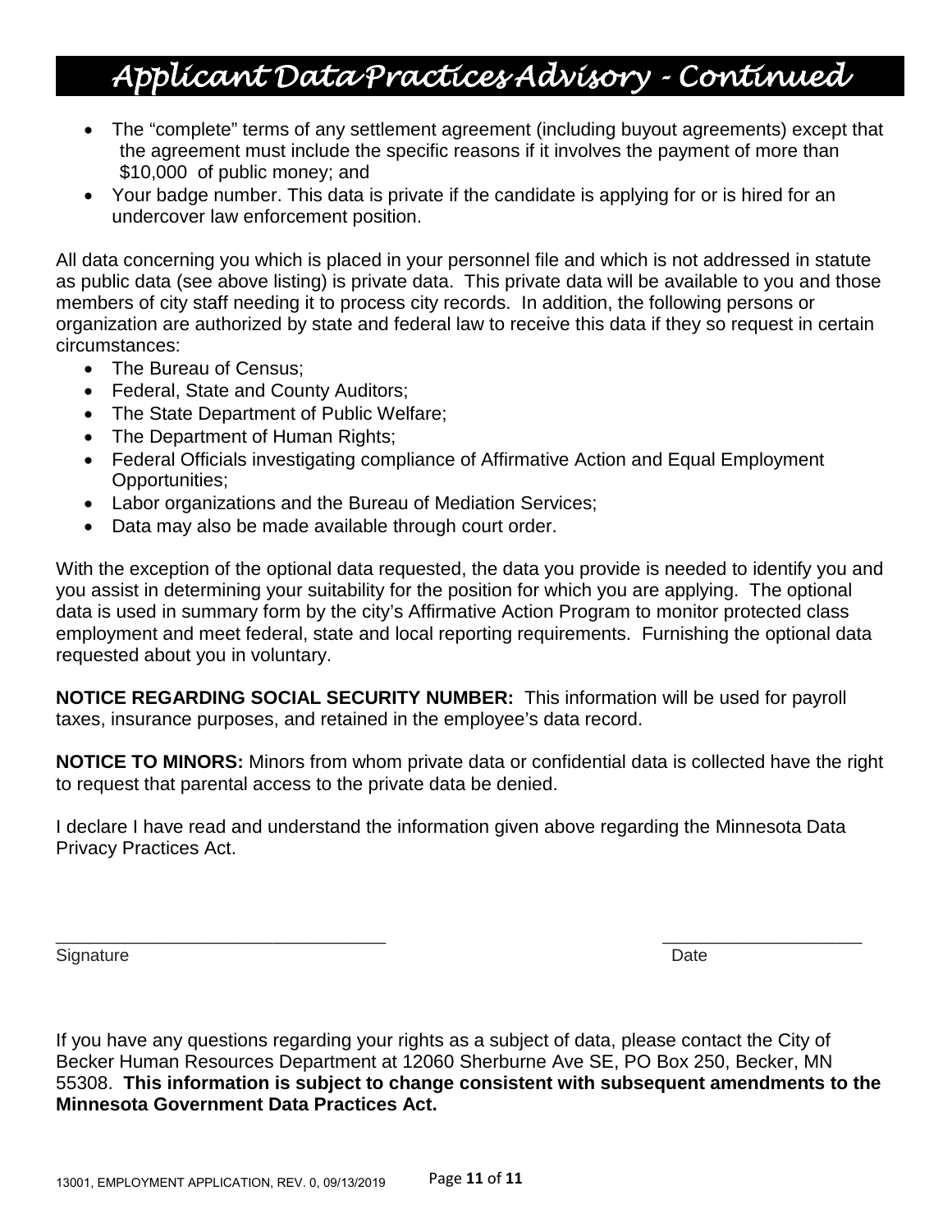# Applicant Data Practices Advisory - Continued

- The "complete" terms of any settlement agreement (including buyout agreements) except that the agreement must include the specific reasons if it involves the payment of more than $10,000 of public money; and
- Your badge number. This data is private if the candidate is applying for or is hired for an undercover law enforcement position.

All data concerning you which is placed in your personnel file and which is not addressed in statute as public data (see above listing) is private data. This private data will be available to you and those members of city staff needing it to process city records. In addition, the following persons or organization are authorized by state and federal law to receive this data if they so request in certain circumstances:

- The Bureau of Census;
- Federal, State and County Auditors;
- The State Department of Public Welfare;
- The Department of Human Rights;
- Federal Officials investigating compliance of Affirmative Action and Equal Employment Opportunities;
- Labor organizations and the Bureau of Mediation Services;
- Data may also be made available through court order.

With the exception of the optional data requested, the data you provide is needed to identify you and you assist in determining your suitability for the position for which you are applying. The optional data is used in summary form by the city's Affirmative Action Program to monitor protected class employment and meet federal, state and local reporting requirements. Furnishing the optional data requested about you in voluntary.

**NOTICE REGARDING SOCIAL SECURITY NUMBER:** This information will be used for payroll taxes, insurance purposes, and retained in the employee's data record.

**NOTICE TO MINORS:** Minors from whom private data or confidential data is collected have the right to request that parental access to the private data be denied.

I declare I have read and understand the information given above regarding the Minnesota Data Privacy Practices Act.

_________________________________ ____________________

Signature Date

If you have any questions regarding your rights as a subject of data, please contact the City of Becker Human Resources Department at 12060 Sherburne Ave SE, PO Box 250, Becker, MN 55308. **This information is subject to change consistent with subsequent amendments to the Minnesota Government Data Practices Act.**

13001, EMPLOYMENT APPLICATION, REV. 0, 09/13/2019